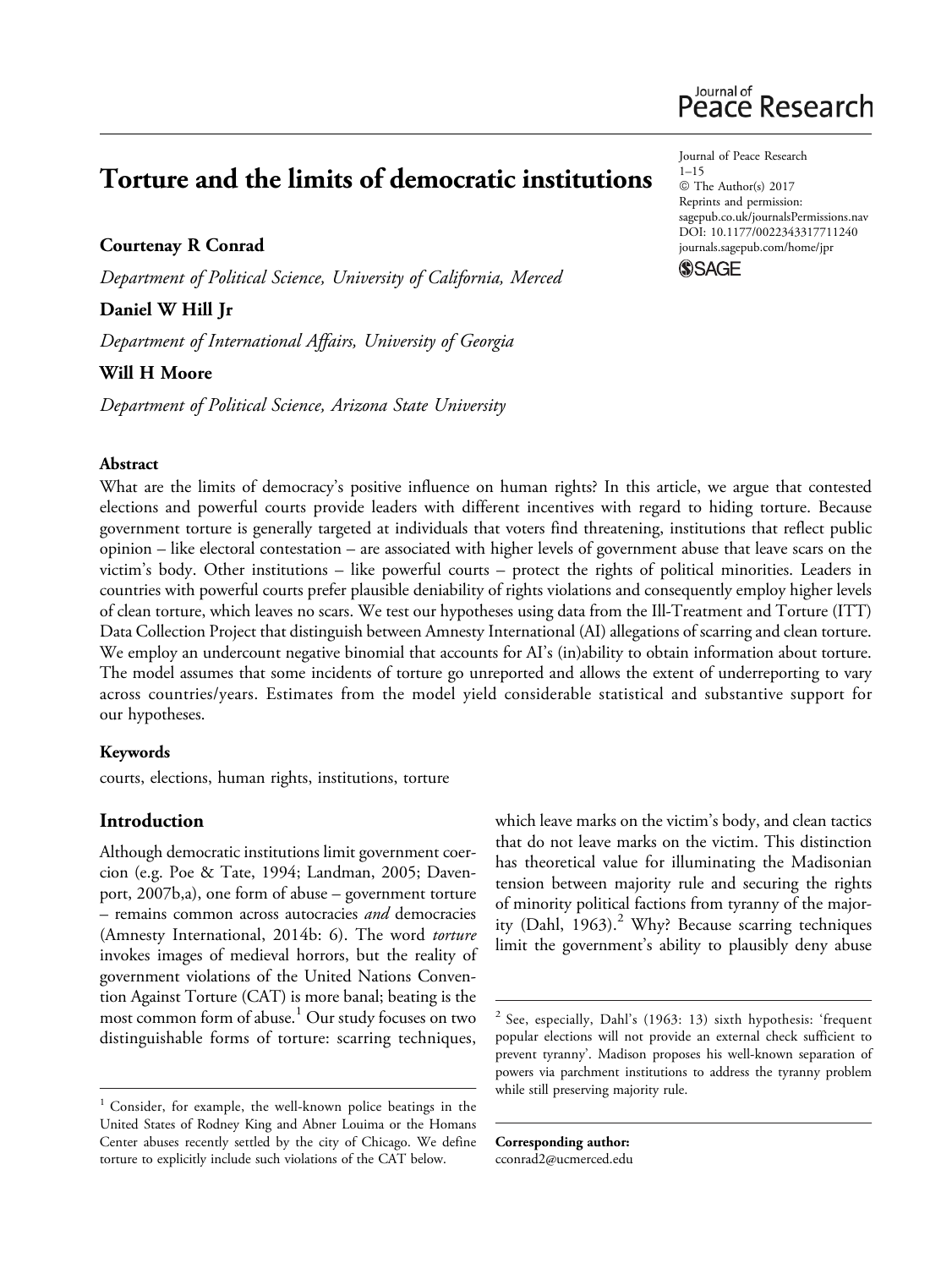# Torture and the limits of democratic institutions

Journal of Peace Research
1–15
© The Author(s) 2017
Reprints and permission:
sagepub.co.uk/journalsPermissions.nav
DOI: 10.1177/0022343317711240
journals.sagepub.com/home/jpr

**Courtenay R Conrad**

*Department of Political Science, University of California, Merced*

**Daniel W Hill Jr**

*Department of International Affairs, University of Georgia*

**Will H Moore**

*Department of Political Science, Arizona State University*

### Abstract

What are the limits of democracy's positive influence on human rights? In this article, we argue that contested elections and powerful courts provide leaders with different incentives with regard to hiding torture. Because government torture is generally targeted at individuals that voters find threatening, institutions that reflect public opinion – like electoral contestation – are associated with higher levels of government abuse that leave scars on the victim's body. Other institutions – like powerful courts – protect the rights of political minorities. Leaders in countries with powerful courts prefer plausible deniability of rights violations and consequently employ higher levels of clean torture, which leaves no scars. We test our hypotheses using data from the Ill-Treatment and Torture (ITT) Data Collection Project that distinguish between Amnesty International (AI) allegations of scarring and clean torture. We employ an undercount negative binomial that accounts for AI's (in)ability to obtain information about torture. The model assumes that some incidents of torture go unreported and allows the extent of underreporting to vary across countries/years. Estimates from the model yield considerable statistical and substantive support for our hypotheses.

### Keywords

courts, elections, human rights, institutions, torture

## Introduction

Although democratic institutions limit government coercion (e.g. Poe & Tate, 1994; Landman, 2005; Davenport, 2007b,a), one form of abuse – government torture – remains common across autocracies *and* democracies (Amnesty International, 2014b: 6). The word *torture* invokes images of medieval horrors, but the reality of government violations of the United Nations Convention Against Torture (CAT) is more banal; beating is the most common form of abuse.[1] Our study focuses on two distinguishable forms of torture: scarring techniques, which leave marks on the victim's body, and clean tactics that do not leave marks on the victim. This distinction has theoretical value for illuminating the Madisonian tension between majority rule and securing the rights of minority political factions from tyranny of the majority (Dahl, 1963).[2] Why? Because scarring techniques limit the government's ability to plausibly deny abuse

[1] Consider, for example, the well-known police beatings in the United States of Rodney King and Abner Louima or the Homans Center abuses recently settled by the city of Chicago. We define torture to explicitly include such violations of the CAT below.

[2] See, especially, Dahl's (1963: 13) sixth hypothesis: 'frequent popular elections will not provide an external check sufficient to prevent tyranny'. Madison proposes his well-known separation of powers via parchment institutions to address the tyranny problem while still preserving majority rule.

**Corresponding author:**
cconrad2@ucmerced.edu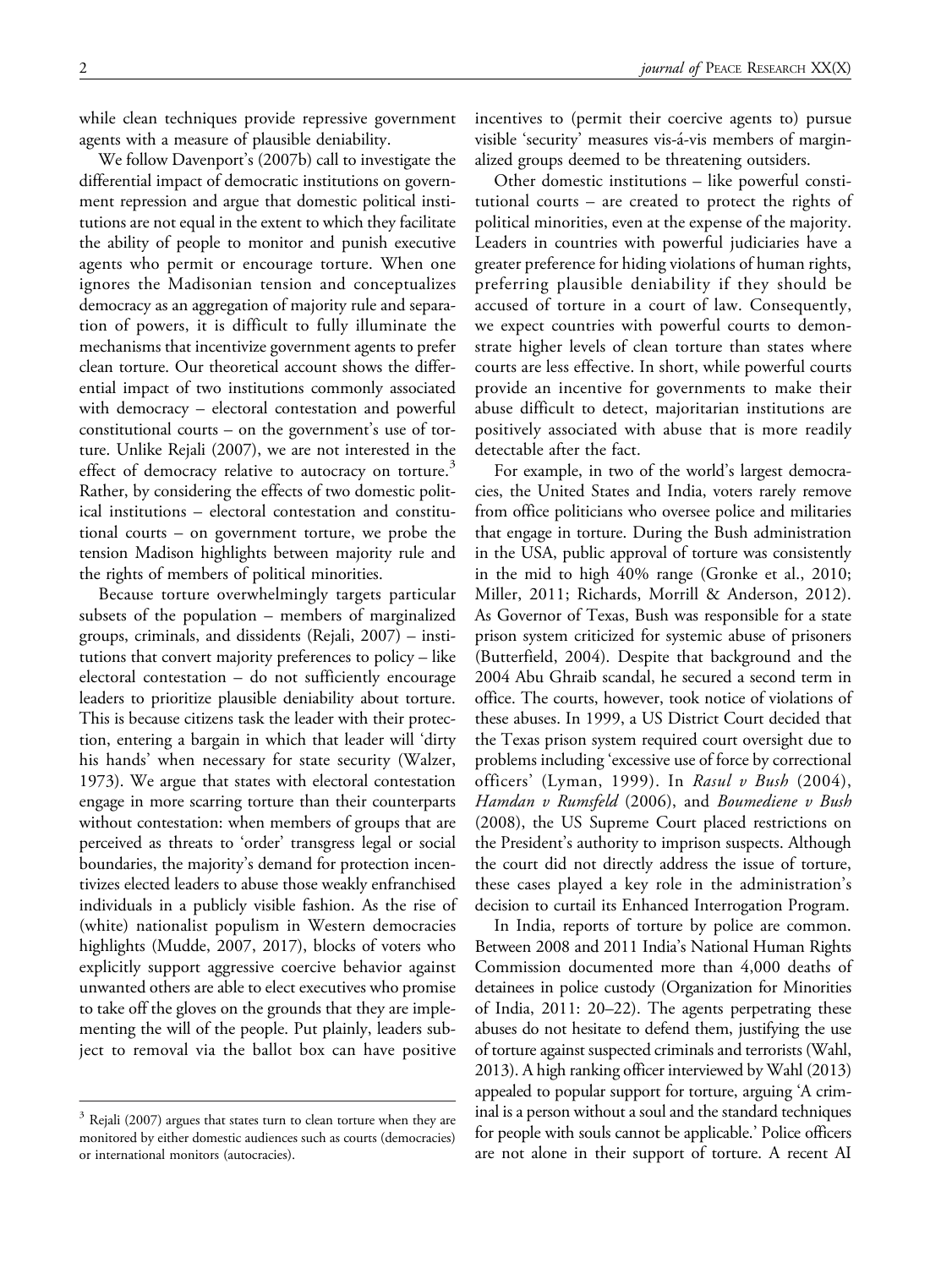while clean techniques provide repressive government agents with a measure of plausible deniability.

We follow Davenport's (2007b) call to investigate the differential impact of democratic institutions on government repression and argue that domestic political institutions are not equal in the extent to which they facilitate the ability of people to monitor and punish executive agents who permit or encourage torture. When one ignores the Madisonian tension and conceptualizes democracy as an aggregation of majority rule and separation of powers, it is difficult to fully illuminate the mechanisms that incentivize government agents to prefer clean torture. Our theoretical account shows the differential impact of two institutions commonly associated with democracy – electoral contestation and powerful constitutional courts – on the government's use of torture. Unlike Rejali (2007), we are not interested in the effect of democracy relative to autocracy on torture.[3] Rather, by considering the effects of two domestic political institutions – electoral contestation and constitutional courts – on government torture, we probe the tension Madison highlights between majority rule and the rights of members of political minorities.

Because torture overwhelmingly targets particular subsets of the population – members of marginalized groups, criminals, and dissidents (Rejali, 2007) – institutions that convert majority preferences to policy – like electoral contestation – do not sufficiently encourage leaders to prioritize plausible deniability about torture. This is because citizens task the leader with their protection, entering a bargain in which that leader will 'dirty his hands' when necessary for state security (Walzer, 1973). We argue that states with electoral contestation engage in more scarring torture than their counterparts without contestation: when members of groups that are perceived as threats to 'order' transgress legal or social boundaries, the majority's demand for protection incentivizes elected leaders to abuse those weakly enfranchised individuals in a publicly visible fashion. As the rise of (white) nationalist populism in Western democracies highlights (Mudde, 2007, 2017), blocks of voters who explicitly support aggressive coercive behavior against unwanted others are able to elect executives who promise to take off the gloves on the grounds that they are implementing the will of the people. Put plainly, leaders subject to removal via the ballot box can have positive incentives to (permit their coercive agents to) pursue visible 'security' measures vis-á-vis members of marginalized groups deemed to be threatening outsiders.

Other domestic institutions – like powerful constitutional courts – are created to protect the rights of political minorities, even at the expense of the majority. Leaders in countries with powerful judiciaries have a greater preference for hiding violations of human rights, preferring plausible deniability if they should be accused of torture in a court of law. Consequently, we expect countries with powerful courts to demonstrate higher levels of clean torture than states where courts are less effective. In short, while powerful courts provide an incentive for governments to make their abuse difficult to detect, majoritarian institutions are positively associated with abuse that is more readily detectable after the fact.

For example, in two of the world's largest democracies, the United States and India, voters rarely remove from office politicians who oversee police and militaries that engage in torture. During the Bush administration in the USA, public approval of torture was consistently in the mid to high 40% range (Gronke et al., 2010; Miller, 2011; Richards, Morrill & Anderson, 2012). As Governor of Texas, Bush was responsible for a state prison system criticized for systemic abuse of prisoners (Butterfield, 2004). Despite that background and the 2004 Abu Ghraib scandal, he secured a second term in office. The courts, however, took notice of violations of these abuses. In 1999, a US District Court decided that the Texas prison system required court oversight due to problems including 'excessive use of force by correctional officers' (Lyman, 1999). In *Rasul v Bush* (2004), *Hamdan v Rumsfeld* (2006), and *Boumediene v Bush* (2008), the US Supreme Court placed restrictions on the President's authority to imprison suspects. Although the court did not directly address the issue of torture, these cases played a key role in the administration's decision to curtail its Enhanced Interrogation Program.

In India, reports of torture by police are common. Between 2008 and 2011 India's National Human Rights Commission documented more than 4,000 deaths of detainees in police custody (Organization for Minorities of India, 2011: 20–22). The agents perpetrating these abuses do not hesitate to defend them, justifying the use of torture against suspected criminals and terrorists (Wahl, 2013). A high ranking officer interviewed by Wahl (2013) appealed to popular support for torture, arguing 'A criminal is a person without a soul and the standard techniques for people with souls cannot be applicable.' Police officers are not alone in their support of torture. A recent AI

[3] Rejali (2007) argues that states turn to clean torture when they are monitored by either domestic audiences such as courts (democracies) or international monitors (autocracies).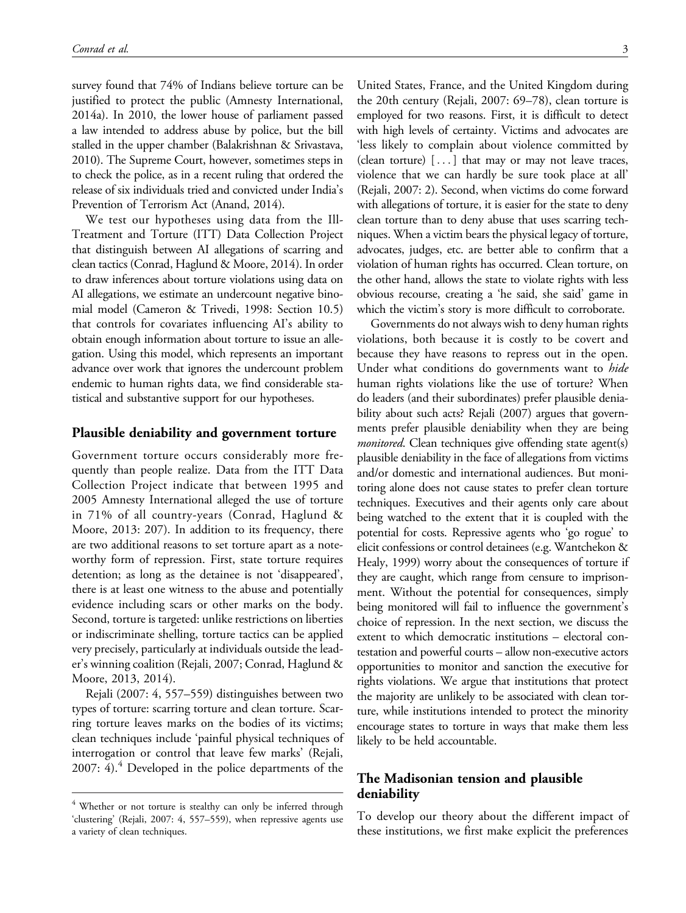survey found that 74% of Indians believe torture can be justified to protect the public (Amnesty International, 2014a). In 2010, the lower house of parliament passed a law intended to address abuse by police, but the bill stalled in the upper chamber (Balakrishnan & Srivastava, 2010). The Supreme Court, however, sometimes steps in to check the police, as in a recent ruling that ordered the release of six individuals tried and convicted under India's Prevention of Terrorism Act (Anand, 2014).

We test our hypotheses using data from the Ill-Treatment and Torture (ITT) Data Collection Project that distinguish between AI allegations of scarring and clean tactics (Conrad, Haglund & Moore, 2014). In order to draw inferences about torture violations using data on AI allegations, we estimate an undercount negative binomial model (Cameron & Trivedi, 1998: Section 10.5) that controls for covariates influencing AI's ability to obtain enough information about torture to issue an allegation. Using this model, which represents an important advance over work that ignores the undercount problem endemic to human rights data, we find considerable statistical and substantive support for our hypotheses.

## Plausible deniability and government torture

Government torture occurs considerably more frequently than people realize. Data from the ITT Data Collection Project indicate that between 1995 and 2005 Amnesty International alleged the use of torture in 71% of all country-years (Conrad, Haglund & Moore, 2013: 207). In addition to its frequency, there are two additional reasons to set torture apart as a noteworthy form of repression. First, state torture requires detention; as long as the detainee is not 'disappeared', there is at least one witness to the abuse and potentially evidence including scars or other marks on the body. Second, torture is targeted: unlike restrictions on liberties or indiscriminate shelling, torture tactics can be applied very precisely, particularly at individuals outside the leader's winning coalition (Rejali, 2007; Conrad, Haglund & Moore, 2013, 2014).

Rejali (2007: 4, 557–559) distinguishes between two types of torture: scarring torture and clean torture. Scarring torture leaves marks on the bodies of its victims; clean techniques include 'painful physical techniques of interrogation or control that leave few marks' (Rejali, 2007: 4).[4] Developed in the police departments of the United States, France, and the United Kingdom during the 20th century (Rejali, 2007: 69–78), clean torture is employed for two reasons. First, it is difficult to detect with high levels of certainty. Victims and advocates are 'less likely to complain about violence committed by (clean torture) [ . . . ] that may or may not leave traces, violence that we can hardly be sure took place at all' (Rejali, 2007: 2). Second, when victims do come forward with allegations of torture, it is easier for the state to deny clean torture than to deny abuse that uses scarring techniques. When a victim bears the physical legacy of torture, advocates, judges, etc. are better able to confirm that a violation of human rights has occurred. Clean torture, on the other hand, allows the state to violate rights with less obvious recourse, creating a 'he said, she said' game in which the victim's story is more difficult to corroborate.

Governments do not always wish to deny human rights violations, both because it is costly to be covert and because they have reasons to repress out in the open. Under what conditions do governments want to *hide* human rights violations like the use of torture? When do leaders (and their subordinates) prefer plausible deniability about such acts? Rejali (2007) argues that governments prefer plausible deniability when they are being *monitored*. Clean techniques give offending state agent(s) plausible deniability in the face of allegations from victims and/or domestic and international audiences. But monitoring alone does not cause states to prefer clean torture techniques. Executives and their agents only care about being watched to the extent that it is coupled with the potential for costs. Repressive agents who 'go rogue' to elicit confessions or control detainees (e.g. Wantchekon & Healy, 1999) worry about the consequences of torture if they are caught, which range from censure to imprisonment. Without the potential for consequences, simply being monitored will fail to influence the government's choice of repression. In the next section, we discuss the extent to which democratic institutions – electoral contestation and powerful courts – allow non-executive actors opportunities to monitor and sanction the executive for rights violations. We argue that institutions that protect the majority are unlikely to be associated with clean torture, while institutions intended to protect the minority encourage states to torture in ways that make them less likely to be held accountable.

## The Madisonian tension and plausible deniability

To develop our theory about the different impact of these institutions, we first make explicit the preferences

[4] Whether or not torture is stealthy can only be inferred through 'clustering' (Rejali, 2007: 4, 557–559), when repressive agents use a variety of clean techniques.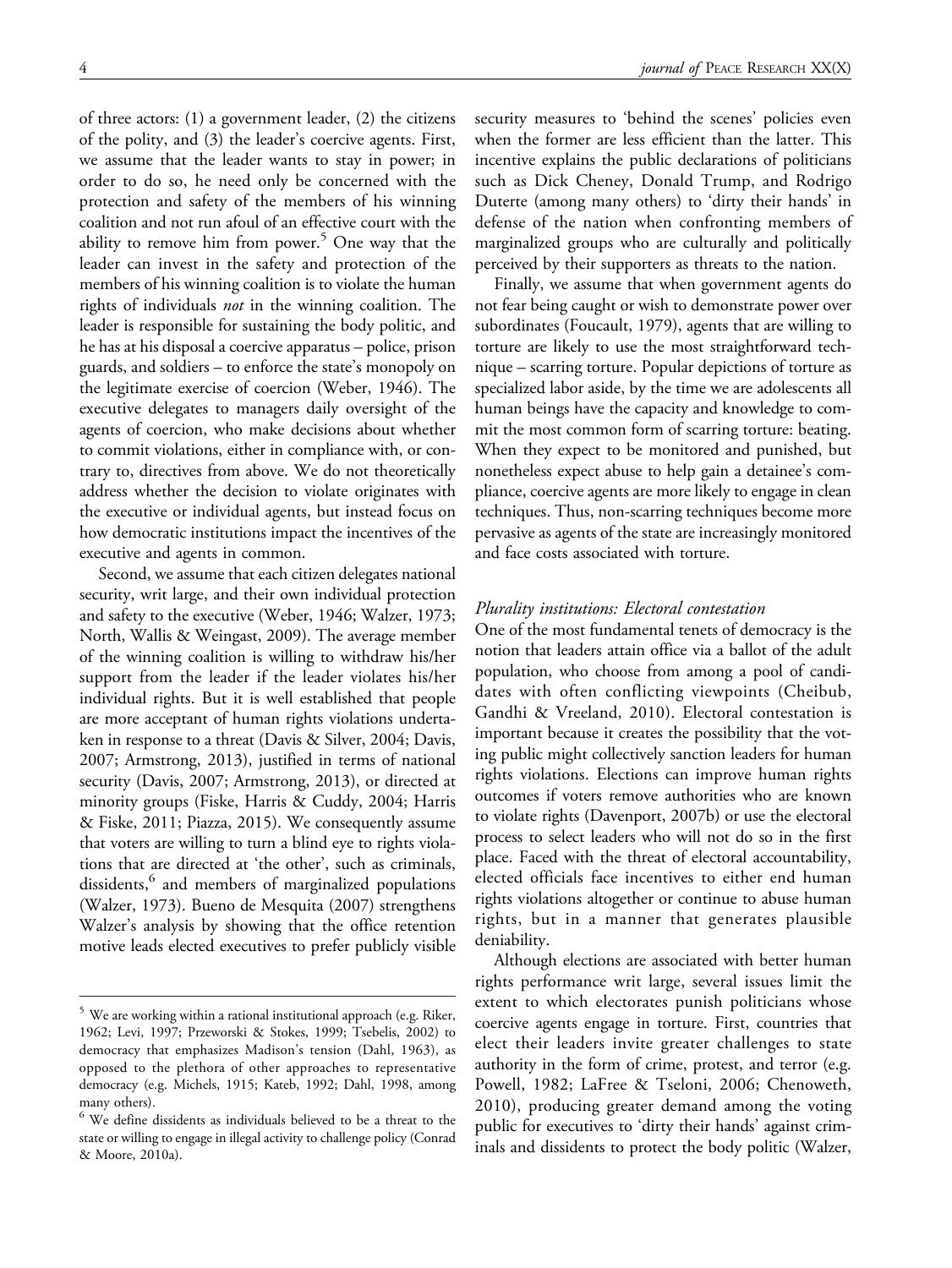of three actors: (1) a government leader, (2) the citizens of the polity, and (3) the leader's coercive agents. First, we assume that the leader wants to stay in power; in order to do so, he need only be concerned with the protection and safety of the members of his winning coalition and not run afoul of an effective court with the ability to remove him from power.[5] One way that the leader can invest in the safety and protection of the members of his winning coalition is to violate the human rights of individuals *not* in the winning coalition. The leader is responsible for sustaining the body politic, and he has at his disposal a coercive apparatus – police, prison guards, and soldiers – to enforce the state's monopoly on the legitimate exercise of coercion (Weber, 1946). The executive delegates to managers daily oversight of the agents of coercion, who make decisions about whether to commit violations, either in compliance with, or contrary to, directives from above. We do not theoretically address whether the decision to violate originates with the executive or individual agents, but instead focus on how democratic institutions impact the incentives of the executive and agents in common.

Second, we assume that each citizen delegates national security, writ large, and their own individual protection and safety to the executive (Weber, 1946; Walzer, 1973; North, Wallis & Weingast, 2009). The average member of the winning coalition is willing to withdraw his/her support from the leader if the leader violates his/her individual rights. But it is well established that people are more acceptant of human rights violations undertaken in response to a threat (Davis & Silver, 2004; Davis, 2007; Armstrong, 2013), justified in terms of national security (Davis, 2007; Armstrong, 2013), or directed at minority groups (Fiske, Harris & Cuddy, 2004; Harris & Fiske, 2011; Piazza, 2015). We consequently assume that voters are willing to turn a blind eye to rights violations that are directed at 'the other', such as criminals, dissidents,[6] and members of marginalized populations (Walzer, 1973). Bueno de Mesquita (2007) strengthens Walzer's analysis by showing that the office retention motive leads elected executives to prefer publicly visible security measures to 'behind the scenes' policies even when the former are less efficient than the latter. This incentive explains the public declarations of politicians such as Dick Cheney, Donald Trump, and Rodrigo Duterte (among many others) to 'dirty their hands' in defense of the nation when confronting members of marginalized groups who are culturally and politically perceived by their supporters as threats to the nation.

Finally, we assume that when government agents do not fear being caught or wish to demonstrate power over subordinates (Foucault, 1979), agents that are willing to torture are likely to use the most straightforward technique – scarring torture. Popular depictions of torture as specialized labor aside, by the time we are adolescents all human beings have the capacity and knowledge to commit the most common form of scarring torture: beating. When they expect to be monitored and punished, but nonetheless expect abuse to help gain a detainee's compliance, coercive agents are more likely to engage in clean techniques. Thus, non-scarring techniques become more pervasive as agents of the state are increasingly monitored and face costs associated with torture.

### *Plurality institutions: Electoral contestation*

One of the most fundamental tenets of democracy is the notion that leaders attain office via a ballot of the adult population, who choose from among a pool of candidates with often conflicting viewpoints (Cheibub, Gandhi & Vreeland, 2010). Electoral contestation is important because it creates the possibility that the voting public might collectively sanction leaders for human rights violations. Elections can improve human rights outcomes if voters remove authorities who are known to violate rights (Davenport, 2007b) or use the electoral process to select leaders who will not do so in the first place. Faced with the threat of electoral accountability, elected officials face incentives to either end human rights violations altogether or continue to abuse human rights, but in a manner that generates plausible deniability.

Although elections are associated with better human rights performance writ large, several issues limit the extent to which electorates punish politicians whose coercive agents engage in torture. First, countries that elect their leaders invite greater challenges to state authority in the form of crime, protest, and terror (e.g. Powell, 1982; LaFree & Tseloni, 2006; Chenoweth, 2010), producing greater demand among the voting public for executives to 'dirty their hands' against criminals and dissidents to protect the body politic (Walzer,

---

[5] We are working within a rational institutional approach (e.g. Riker, 1962; Levi, 1997; Przeworski & Stokes, 1999; Tsebelis, 2002) to democracy that emphasizes Madison's tension (Dahl, 1963), as opposed to the plethora of other approaches to representative democracy (e.g. Michels, 1915; Kateb, 1992; Dahl, 1998, among many others).

[6] We define dissidents as individuals believed to be a threat to the state or willing to engage in illegal activity to challenge policy (Conrad & Moore, 2010a).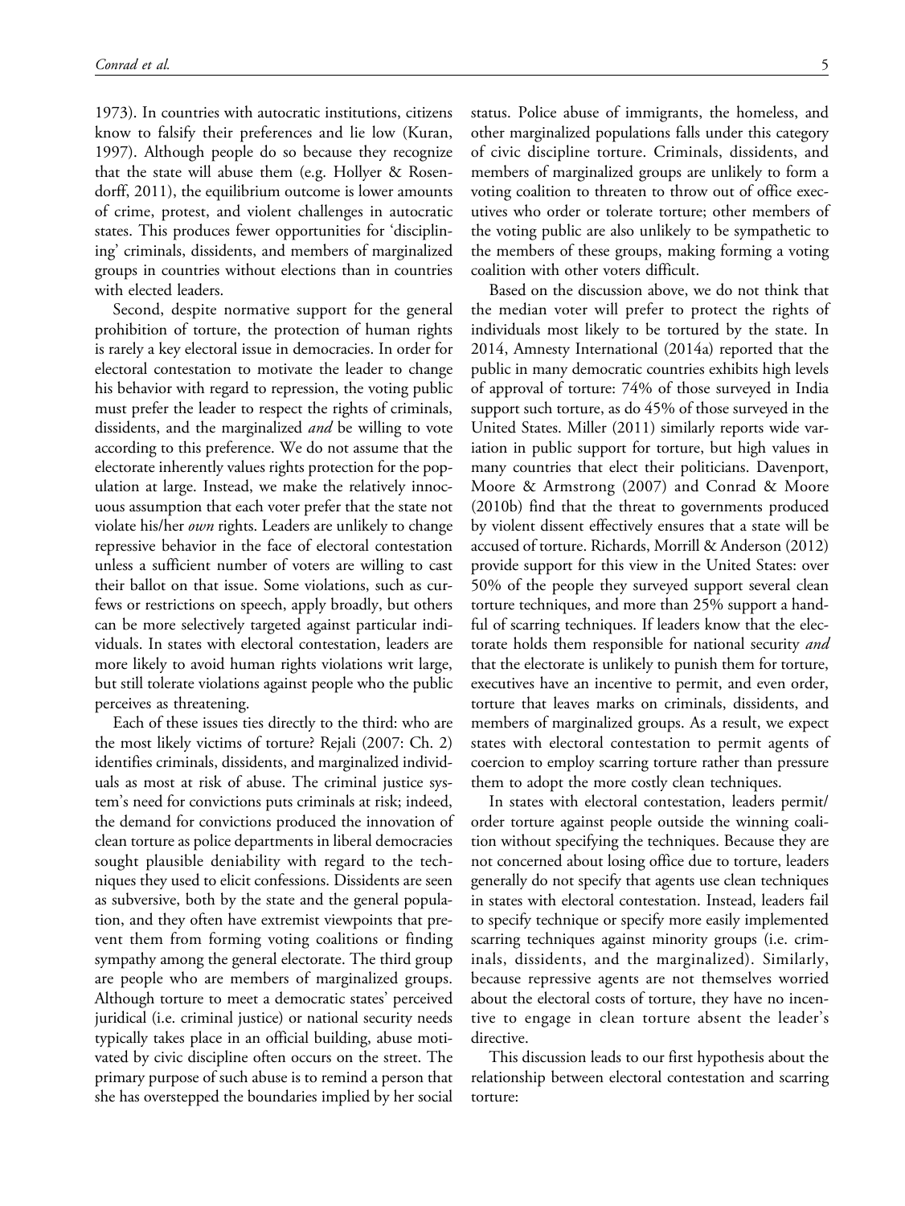1973). In countries with autocratic institutions, citizens know to falsify their preferences and lie low (Kuran, 1997). Although people do so because they recognize that the state will abuse them (e.g. Hollyer & Rosendorff, 2011), the equilibrium outcome is lower amounts of crime, protest, and violent challenges in autocratic states. This produces fewer opportunities for 'disciplining' criminals, dissidents, and members of marginalized groups in countries without elections than in countries with elected leaders.

Second, despite normative support for the general prohibition of torture, the protection of human rights is rarely a key electoral issue in democracies. In order for electoral contestation to motivate the leader to change his behavior with regard to repression, the voting public must prefer the leader to respect the rights of criminals, dissidents, and the marginalized *and* be willing to vote according to this preference. We do not assume that the electorate inherently values rights protection for the population at large. Instead, we make the relatively innocuous assumption that each voter prefer that the state not violate his/her *own* rights. Leaders are unlikely to change repressive behavior in the face of electoral contestation unless a sufficient number of voters are willing to cast their ballot on that issue. Some violations, such as curfews or restrictions on speech, apply broadly, but others can be more selectively targeted against particular individuals. In states with electoral contestation, leaders are more likely to avoid human rights violations writ large, but still tolerate violations against people who the public perceives as threatening.

Each of these issues ties directly to the third: who are the most likely victims of torture? Rejali (2007: Ch. 2) identifies criminals, dissidents, and marginalized individuals as most at risk of abuse. The criminal justice system's need for convictions puts criminals at risk; indeed, the demand for convictions produced the innovation of clean torture as police departments in liberal democracies sought plausible deniability with regard to the techniques they used to elicit confessions. Dissidents are seen as subversive, both by the state and the general population, and they often have extremist viewpoints that prevent them from forming voting coalitions or finding sympathy among the general electorate. The third group are people who are members of marginalized groups. Although torture to meet a democratic states' perceived juridical (i.e. criminal justice) or national security needs typically takes place in an official building, abuse motivated by civic discipline often occurs on the street. The primary purpose of such abuse is to remind a person that she has overstepped the boundaries implied by her social status. Police abuse of immigrants, the homeless, and other marginalized populations falls under this category of civic discipline torture. Criminals, dissidents, and members of marginalized groups are unlikely to form a voting coalition to threaten to throw out of office executives who order or tolerate torture; other members of the voting public are also unlikely to be sympathetic to the members of these groups, making forming a voting coalition with other voters difficult.

Based on the discussion above, we do not think that the median voter will prefer to protect the rights of individuals most likely to be tortured by the state. In 2014, Amnesty International (2014a) reported that the public in many democratic countries exhibits high levels of approval of torture: 74% of those surveyed in India support such torture, as do 45% of those surveyed in the United States. Miller (2011) similarly reports wide variation in public support for torture, but high values in many countries that elect their politicians. Davenport, Moore & Armstrong (2007) and Conrad & Moore (2010b) find that the threat to governments produced by violent dissent effectively ensures that a state will be accused of torture. Richards, Morrill & Anderson (2012) provide support for this view in the United States: over 50% of the people they surveyed support several clean torture techniques, and more than 25% support a handful of scarring techniques. If leaders know that the electorate holds them responsible for national security *and* that the electorate is unlikely to punish them for torture, executives have an incentive to permit, and even order, torture that leaves marks on criminals, dissidents, and members of marginalized groups. As a result, we expect states with electoral contestation to permit agents of coercion to employ scarring torture rather than pressure them to adopt the more costly clean techniques.

In states with electoral contestation, leaders permit/order torture against people outside the winning coalition without specifying the techniques. Because they are not concerned about losing office due to torture, leaders generally do not specify that agents use clean techniques in states with electoral contestation. Instead, leaders fail to specify technique or specify more easily implemented scarring techniques against minority groups (i.e. criminals, dissidents, and the marginalized). Similarly, because repressive agents are not themselves worried about the electoral costs of torture, they have no incentive to engage in clean torture absent the leader's directive.

This discussion leads to our first hypothesis about the relationship between electoral contestation and scarring torture: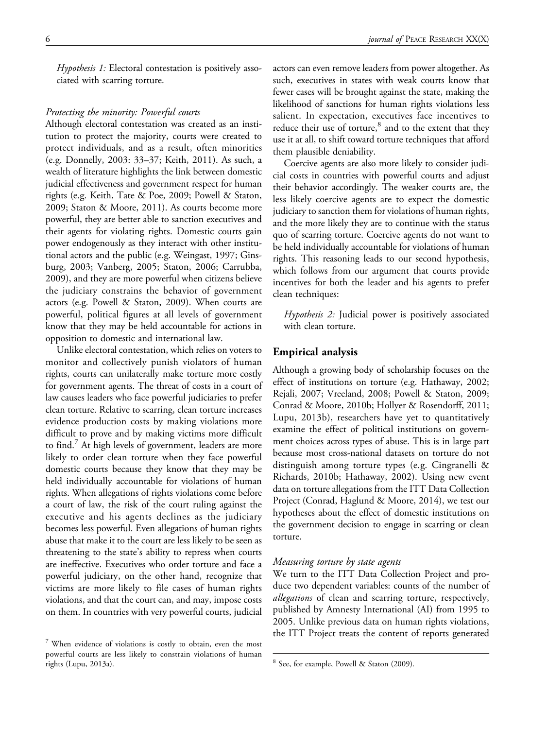*Hypothesis 1:* Electoral contestation is positively associated with scarring torture.

### *Protecting the minority: Powerful courts*

Although electoral contestation was created as an institution to protect the majority, courts were created to protect individuals, and as a result, often minorities (e.g. Donnelly, 2003: 33–37; Keith, 2011). As such, a wealth of literature highlights the link between domestic judicial effectiveness and government respect for human rights (e.g. Keith, Tate & Poe, 2009; Powell & Staton, 2009; Staton & Moore, 2011). As courts become more powerful, they are better able to sanction executives and their agents for violating rights. Domestic courts gain power endogenously as they interact with other institutional actors and the public (e.g. Weingast, 1997; Ginsburg, 2003; Vanberg, 2005; Staton, 2006; Carrubba, 2009), and they are more powerful when citizens believe the judiciary constrains the behavior of government actors (e.g. Powell & Staton, 2009). When courts are powerful, political figures at all levels of government know that they may be held accountable for actions in opposition to domestic and international law.

Unlike electoral contestation, which relies on voters to monitor and collectively punish violators of human rights, courts can unilaterally make torture more costly for government agents. The threat of costs in a court of law causes leaders who face powerful judiciaries to prefer clean torture. Relative to scarring, clean torture increases evidence production costs by making violations more difficult to prove and by making victims more difficult to find.[7] At high levels of government, leaders are more likely to order clean torture when they face powerful domestic courts because they know that they may be held individually accountable for violations of human rights. When allegations of rights violations come before a court of law, the risk of the court ruling against the executive and his agents declines as the judiciary becomes less powerful. Even allegations of human rights abuse that make it to the court are less likely to be seen as threatening to the state's ability to repress when courts are ineffective. Executives who order torture and face a powerful judiciary, on the other hand, recognize that victims are more likely to file cases of human rights violations, and that the court can, and may, impose costs on them. In countries with very powerful courts, judicial actors can even remove leaders from power altogether. As such, executives in states with weak courts know that fewer cases will be brought against the state, making the likelihood of sanctions for human rights violations less salient. In expectation, executives face incentives to reduce their use of torture,[8] and to the extent that they use it at all, to shift toward torture techniques that afford them plausible deniability.

Coercive agents are also more likely to consider judicial costs in countries with powerful courts and adjust their behavior accordingly. The weaker courts are, the less likely coercive agents are to expect the domestic judiciary to sanction them for violations of human rights, and the more likely they are to continue with the status quo of scarring torture. Coercive agents do not want to be held individually accountable for violations of human rights. This reasoning leads to our second hypothesis, which follows from our argument that courts provide incentives for both the leader and his agents to prefer clean techniques:

*Hypothesis 2:* Judicial power is positively associated with clean torture.

## Empirical analysis

Although a growing body of scholarship focuses on the effect of institutions on torture (e.g. Hathaway, 2002; Rejali, 2007; Vreeland, 2008; Powell & Staton, 2009; Conrad & Moore, 2010b; Hollyer & Rosendorff, 2011; Lupu, 2013b), researchers have yet to quantitatively examine the effect of political institutions on government choices across types of abuse. This is in large part because most cross-national datasets on torture do not distinguish among torture types (e.g. Cingranelli & Richards, 2010b; Hathaway, 2002). Using new event data on torture allegations from the ITT Data Collection Project (Conrad, Haglund & Moore, 2014), we test our hypotheses about the effect of domestic institutions on the government decision to engage in scarring or clean torture.

### *Measuring torture by state agents*

We turn to the ITT Data Collection Project and produce two dependent variables: counts of the number of *allegations* of clean and scarring torture, respectively, published by Amnesty International (AI) from 1995 to 2005. Unlike previous data on human rights violations, the ITT Project treats the content of reports generated

[7] When evidence of violations is costly to obtain, even the most powerful courts are less likely to constrain violations of human rights (Lupu, 2013a).

[8] See, for example, Powell & Staton (2009).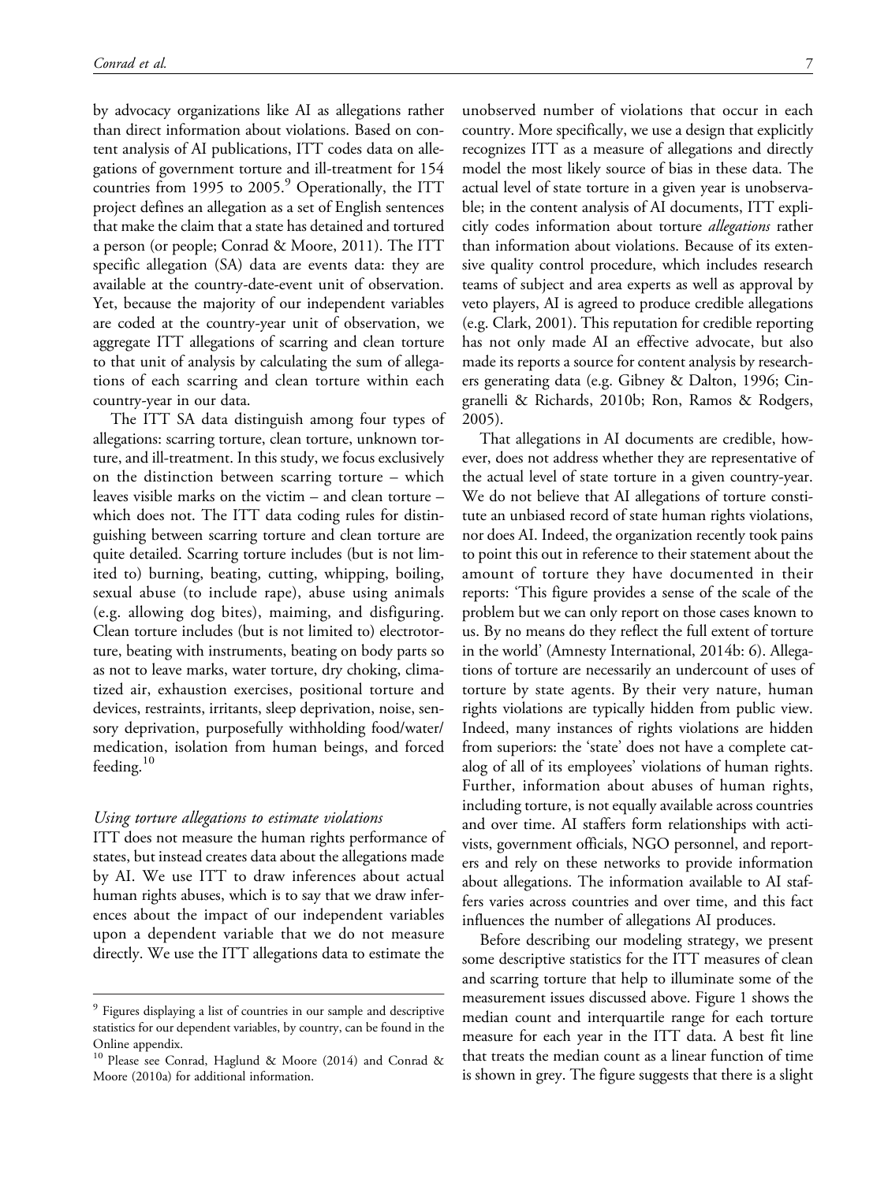by advocacy organizations like AI as allegations rather than direct information about violations. Based on content analysis of AI publications, ITT codes data on allegations of government torture and ill-treatment for 154 countries from 1995 to 2005.[9] Operationally, the ITT project defines an allegation as a set of English sentences that make the claim that a state has detained and tortured a person (or people; Conrad & Moore, 2011). The ITT specific allegation (SA) data are events data: they are available at the country-date-event unit of observation. Yet, because the majority of our independent variables are coded at the country-year unit of observation, we aggregate ITT allegations of scarring and clean torture to that unit of analysis by calculating the sum of allegations of each scarring and clean torture within each country-year in our data.

The ITT SA data distinguish among four types of allegations: scarring torture, clean torture, unknown torture, and ill-treatment. In this study, we focus exclusively on the distinction between scarring torture – which leaves visible marks on the victim – and clean torture – which does not. The ITT data coding rules for distinguishing between scarring torture and clean torture are quite detailed. Scarring torture includes (but is not limited to) burning, beating, cutting, whipping, boiling, sexual abuse (to include rape), abuse using animals (e.g. allowing dog bites), maiming, and disfiguring. Clean torture includes (but is not limited to) electrotorture, beating with instruments, beating on body parts so as not to leave marks, water torture, dry choking, climatized air, exhaustion exercises, positional torture and devices, restraints, irritants, sleep deprivation, noise, sensory deprivation, purposefully withholding food/water/medication, isolation from human beings, and forced feeding.[10]

### *Using torture allegations to estimate violations*

ITT does not measure the human rights performance of states, but instead creates data about the allegations made by AI. We use ITT to draw inferences about actual human rights abuses, which is to say that we draw inferences about the impact of our independent variables upon a dependent variable that we do not measure directly. We use the ITT allegations data to estimate the unobserved number of violations that occur in each country. More specifically, we use a design that explicitly recognizes ITT as a measure of allegations and directly model the most likely source of bias in these data. The actual level of state torture in a given year is unobservable; in the content analysis of AI documents, ITT explicitly codes information about torture *allegations* rather than information about violations. Because of its extensive quality control procedure, which includes research teams of subject and area experts as well as approval by veto players, AI is agreed to produce credible allegations (e.g. Clark, 2001). This reputation for credible reporting has not only made AI an effective advocate, but also made its reports a source for content analysis by researchers generating data (e.g. Gibney & Dalton, 1996; Cingranelli & Richards, 2010b; Ron, Ramos & Rodgers, 2005).

That allegations in AI documents are credible, however, does not address whether they are representative of the actual level of state torture in a given country-year. We do not believe that AI allegations of torture constitute an unbiased record of state human rights violations, nor does AI. Indeed, the organization recently took pains to point this out in reference to their statement about the amount of torture they have documented in their reports: 'This figure provides a sense of the scale of the problem but we can only report on those cases known to us. By no means do they reflect the full extent of torture in the world' (Amnesty International, 2014b: 6). Allegations of torture are necessarily an undercount of uses of torture by state agents. By their very nature, human rights violations are typically hidden from public view. Indeed, many instances of rights violations are hidden from superiors: the 'state' does not have a complete catalog of all of its employees' violations of human rights. Further, information about abuses of human rights, including torture, is not equally available across countries and over time. AI staffers form relationships with activists, government officials, NGO personnel, and reporters and rely on these networks to provide information about allegations. The information available to AI staffers varies across countries and over time, and this fact influences the number of allegations AI produces.

Before describing our modeling strategy, we present some descriptive statistics for the ITT measures of clean and scarring torture that help to illuminate some of the measurement issues discussed above. Figure 1 shows the median count and interquartile range for each torture measure for each year in the ITT data. A best fit line that treats the median count as a linear function of time is shown in grey. The figure suggests that there is a slight

---

[9] Figures displaying a list of countries in our sample and descriptive statistics for our dependent variables, by country, can be found in the Online appendix.

[10] Please see Conrad, Haglund & Moore (2014) and Conrad & Moore (2010a) for additional information.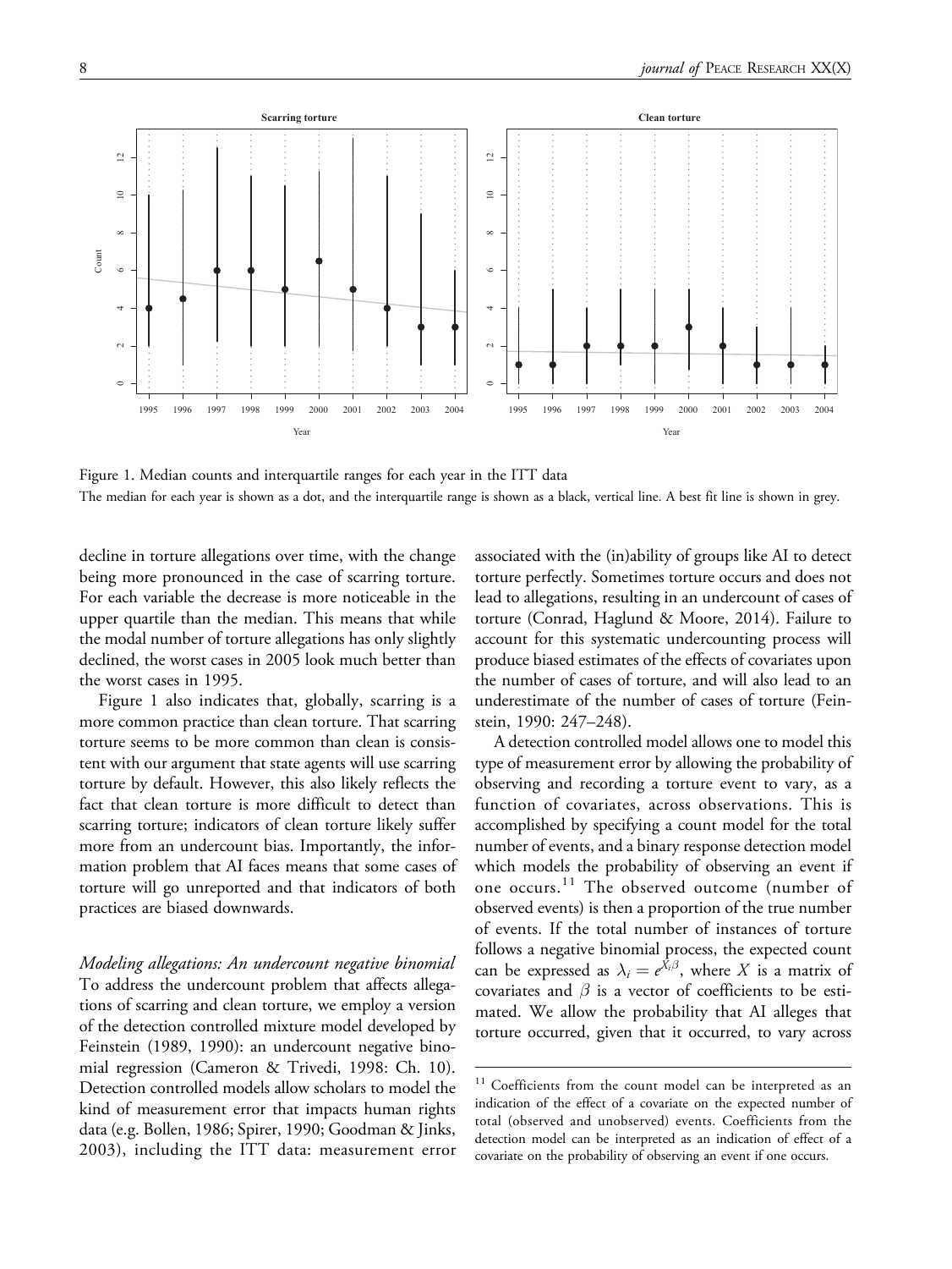Figure 1. Median counts and interquartile ranges for each year in the ITT data

The median for each year is shown as a dot, and the interquartile range is shown as a black, vertical line. A best fit line is shown in grey.

decline in torture allegations over time, with the change being more pronounced in the case of scarring torture. For each variable the decrease is more noticeable in the upper quartile than the median. This means that while the modal number of torture allegations has only slightly declined, the worst cases in 2005 look much better than the worst cases in 1995.

Figure 1 also indicates that, globally, scarring is a more common practice than clean torture. That scarring torture seems to be more common than clean is consistent with our argument that state agents will use scarring torture by default. However, this also likely reflects the fact that clean torture is more difficult to detect than scarring torture; indicators of clean torture likely suffer more from an undercount bias. Importantly, the information problem that AI faces means that some cases of torture will go unreported and that indicators of both practices are biased downwards.

*Modeling allegations: An undercount negative binomial*

To address the undercount problem that affects allegations of scarring and clean torture, we employ a version of the detection controlled mixture model developed by Feinstein (1989, 1990): an undercount negative binomial regression (Cameron & Trivedi, 1998: Ch. 10). Detection controlled models allow scholars to model the kind of measurement error that impacts human rights data (e.g. Bollen, 1986; Spirer, 1990; Goodman & Jinks, 2003), including the ITT data: measurement error associated with the (in)ability of groups like AI to detect torture perfectly. Sometimes torture occurs and does not lead to allegations, resulting in an undercount of cases of torture (Conrad, Haglund & Moore, 2014). Failure to account for this systematic undercounting process will produce biased estimates of the effects of covariates upon the number of cases of torture, and will also lead to an underestimate of the number of cases of torture (Feinstein, 1990: 247–248).

A detection controlled model allows one to model this type of measurement error by allowing the probability of observing and recording a torture event to vary, as a function of covariates, across observations. This is accomplished by specifying a count model for the total number of events, and a binary response detection model which models the probability of observing an event if one occurs.[11] The observed outcome (number of observed events) is then a proportion of the true number of events. If the total number of instances of torture follows a negative binomial process, the expected count can be expressed as $\lambda_i = e^{X_i \beta}$, where $X$ is a matrix of covariates and $\beta$ is a vector of coefficients to be estimated. We allow the probability that AI alleges that torture occurred, given that it occurred, to vary across

[11] Coefficients from the count model can be interpreted as an indication of the effect of a covariate on the expected number of total (observed and unobserved) events. Coefficients from the detection model can be interpreted as an indication of effect of a covariate on the probability of observing an event if one occurs.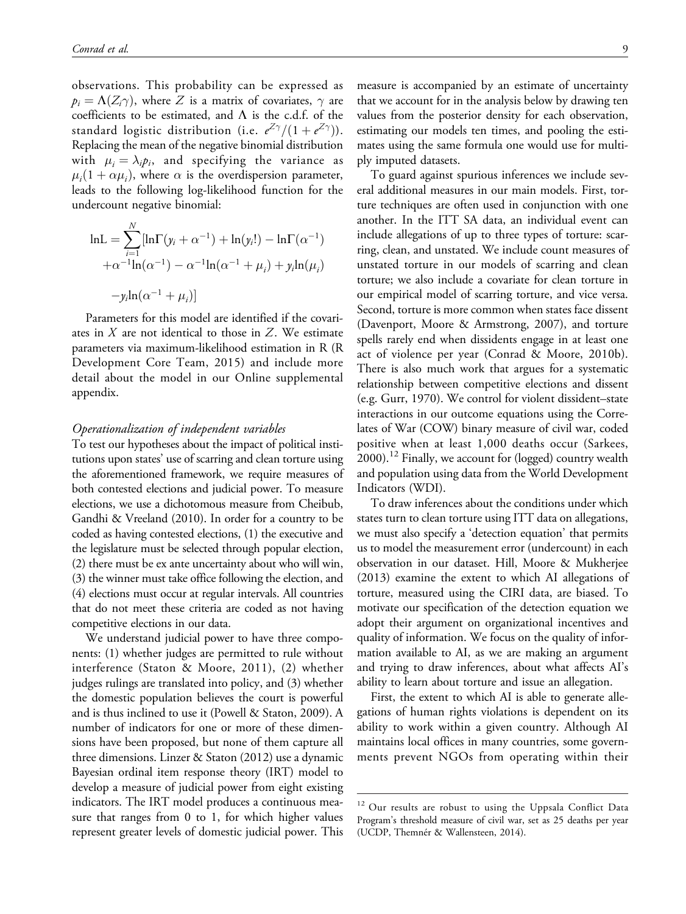observations. This probability can be expressed as $p_i = \Lambda(Z_i\gamma)$, where $Z$ is a matrix of covariates, $\gamma$ are coefficients to be estimated, and $\Lambda$ is the c.d.f. of the standard logistic distribution (i.e. $e^{Z\gamma}/(1 + e^{Z\gamma})$). Replacing the mean of the negative binomial distribution with $\mu_i = \lambda_i p_i$, and specifying the variance as $\mu_i(1 + \alpha\mu_i)$, where $\alpha$ is the overdispersion parameter, leads to the following log-likelihood function for the undercount negative binomial:

$$\ln L = \sum_{i=1}^{N}[\ln\Gamma(y_i + \alpha^{-1}) + \ln(y_i!) - \ln\Gamma(\alpha^{-1}) + \alpha^{-1}\ln(\alpha^{-1}) - \alpha^{-1}\ln(\alpha^{-1} + \mu_i) + y_i\ln(\mu_i) - y_i\ln(\alpha^{-1} + \mu_i)]$$

Parameters for this model are identified if the covariates in $X$ are not identical to those in $Z$. We estimate parameters via maximum-likelihood estimation in R (R Development Core Team, 2015) and include more detail about the model in our Online supplemental appendix.

### *Operationalization of independent variables*

To test our hypotheses about the impact of political institutions upon states' use of scarring and clean torture using the aforementioned framework, we require measures of both contested elections and judicial power. To measure elections, we use a dichotomous measure from Cheibub, Gandhi & Vreeland (2010). In order for a country to be coded as having contested elections, (1) the executive and the legislature must be selected through popular election, (2) there must be ex ante uncertainty about who will win, (3) the winner must take office following the election, and (4) elections must occur at regular intervals. All countries that do not meet these criteria are coded as not having competitive elections in our data.

We understand judicial power to have three components: (1) whether judges are permitted to rule without interference (Staton & Moore, 2011), (2) whether judges rulings are translated into policy, and (3) whether the domestic population believes the court is powerful and is thus inclined to use it (Powell & Staton, 2009). A number of indicators for one or more of these dimensions have been proposed, but none of them capture all three dimensions. Linzer & Staton (2012) use a dynamic Bayesian ordinal item response theory (IRT) model to develop a measure of judicial power from eight existing indicators. The IRT model produces a continuous measure that ranges from 0 to 1, for which higher values represent greater levels of domestic judicial power. This measure is accompanied by an estimate of uncertainty that we account for in the analysis below by drawing ten values from the posterior density for each observation, estimating our models ten times, and pooling the estimates using the same formula one would use for multiply imputed datasets.

To guard against spurious inferences we include several additional measures in our main models. First, torture techniques are often used in conjunction with one another. In the ITT SA data, an individual event can include allegations of up to three types of torture: scarring, clean, and unstated. We include count measures of unstated torture in our models of scarring and clean torture; we also include a covariate for clean torture in our empirical model of scarring torture, and vice versa. Second, torture is more common when states face dissent (Davenport, Moore & Armstrong, 2007), and torture spells rarely end when dissidents engage in at least one act of violence per year (Conrad & Moore, 2010b). There is also much work that argues for a systematic relationship between competitive elections and dissent (e.g. Gurr, 1970). We control for violent dissident–state interactions in our outcome equations using the Correlates of War (COW) binary measure of civil war, coded positive when at least 1,000 deaths occur (Sarkees, 2000).[12] Finally, we account for (logged) country wealth and population using data from the World Development Indicators (WDI).

To draw inferences about the conditions under which states turn to clean torture using ITT data on allegations, we must also specify a 'detection equation' that permits us to model the measurement error (undercount) in each observation in our dataset. Hill, Moore & Mukherjee (2013) examine the extent to which AI allegations of torture, measured using the CIRI data, are biased. To motivate our specification of the detection equation we adopt their argument on organizational incentives and quality of information. We focus on the quality of information available to AI, as we are making an argument and trying to draw inferences, about what affects AI's ability to learn about torture and issue an allegation.

First, the extent to which AI is able to generate allegations of human rights violations is dependent on its ability to work within a given country. Although AI maintains local offices in many countries, some governments prevent NGOs from operating within their

[12] Our results are robust to using the Uppsala Conflict Data Program's threshold measure of civil war, set as 25 deaths per year (UCDP, Themnér & Wallensteen, 2014).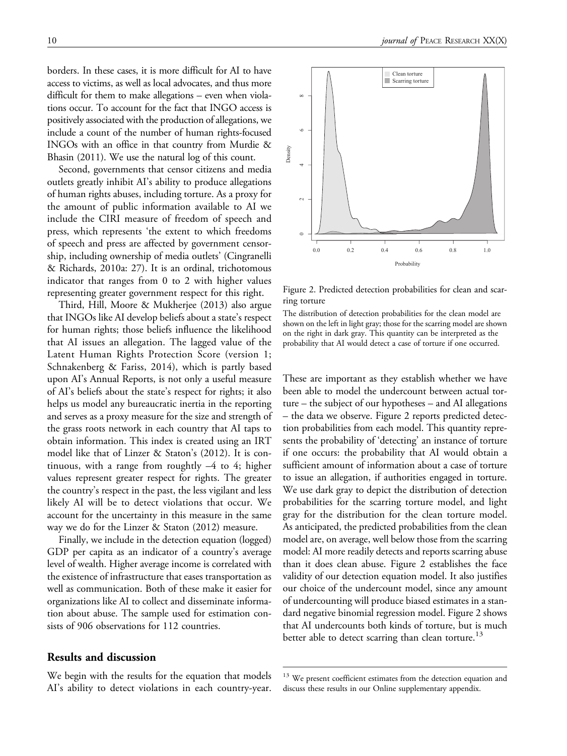borders. In these cases, it is more difficult for AI to have access to victims, as well as local advocates, and thus more difficult for them to make allegations – even when violations occur. To account for the fact that INGO access is positively associated with the production of allegations, we include a count of the number of human rights-focused INGOs with an office in that country from Murdie & Bhasin (2011). We use the natural log of this count.

Second, governments that censor citizens and media outlets greatly inhibit AI's ability to produce allegations of human rights abuses, including torture. As a proxy for the amount of public information available to AI we include the CIRI measure of freedom of speech and press, which represents 'the extent to which freedoms of speech and press are affected by government censorship, including ownership of media outlets' (Cingranelli & Richards, 2010a: 27). It is an ordinal, trichotomous indicator that ranges from 0 to 2 with higher values representing greater government respect for this right.

Third, Hill, Moore & Mukherjee (2013) also argue that INGOs like AI develop beliefs about a state's respect for human rights; those beliefs influence the likelihood that AI issues an allegation. The lagged value of the Latent Human Rights Protection Score (version 1; Schnakenberg & Fariss, 2014), which is partly based upon AI's Annual Reports, is not only a useful measure of AI's beliefs about the state's respect for rights; it also helps us model any bureaucratic inertia in the reporting and serves as a proxy measure for the size and strength of the grass roots network in each country that AI taps to obtain information. This index is created using an IRT model like that of Linzer & Staton's (2012). It is continuous, with a range from roughly –4 to 4; higher values represent greater respect for rights. The greater the country's respect in the past, the less vigilant and less likely AI will be to detect violations that occur. We account for the uncertainty in this measure in the same way we do for the Linzer & Staton (2012) measure.

Finally, we include in the detection equation (logged) GDP per capita as an indicator of a country's average level of wealth. Higher average income is correlated with the existence of infrastructure that eases transportation as well as communication. Both of these make it easier for organizations like AI to collect and disseminate information about abuse. The sample used for estimation consists of 906 observations for 112 countries.

## Results and discussion

We begin with the results for the equation that models AI's ability to detect violations in each country-year. These are important as they establish whether we have been able to model the undercount between actual torture – the subject of our hypotheses – and AI allegations – the data we observe. Figure 2 reports predicted detection probabilities from each model. This quantity represents the probability of 'detecting' an instance of torture if one occurs: the probability that AI would obtain a sufficient amount of information about a case of torture to issue an allegation, if authorities engaged in torture. We use dark gray to depict the distribution of detection probabilities for the scarring torture model, and light gray for the distribution for the clean torture model. As anticipated, the predicted probabilities from the clean model are, on average, well below those from the scarring model: AI more readily detects and reports scarring abuse than it does clean abuse. Figure 2 establishes the face validity of our detection equation model. It also justifies our choice of the undercount model, since any amount of undercounting will produce biased estimates in a standard negative binomial regression model. Figure 2 shows that AI undercounts both kinds of torture, but is much better able to detect scarring than clean torture.[13]

Figure 2. Predicted detection probabilities for clean and scarring torture

The distribution of detection probabilities for the clean model are shown on the left in light gray; those for the scarring model are shown on the right in dark gray. This quantity can be interpreted as the probability that AI would detect a case of torture if one occurred.

[13] We present coefficient estimates from the detection equation and discuss these results in our Online supplementary appendix.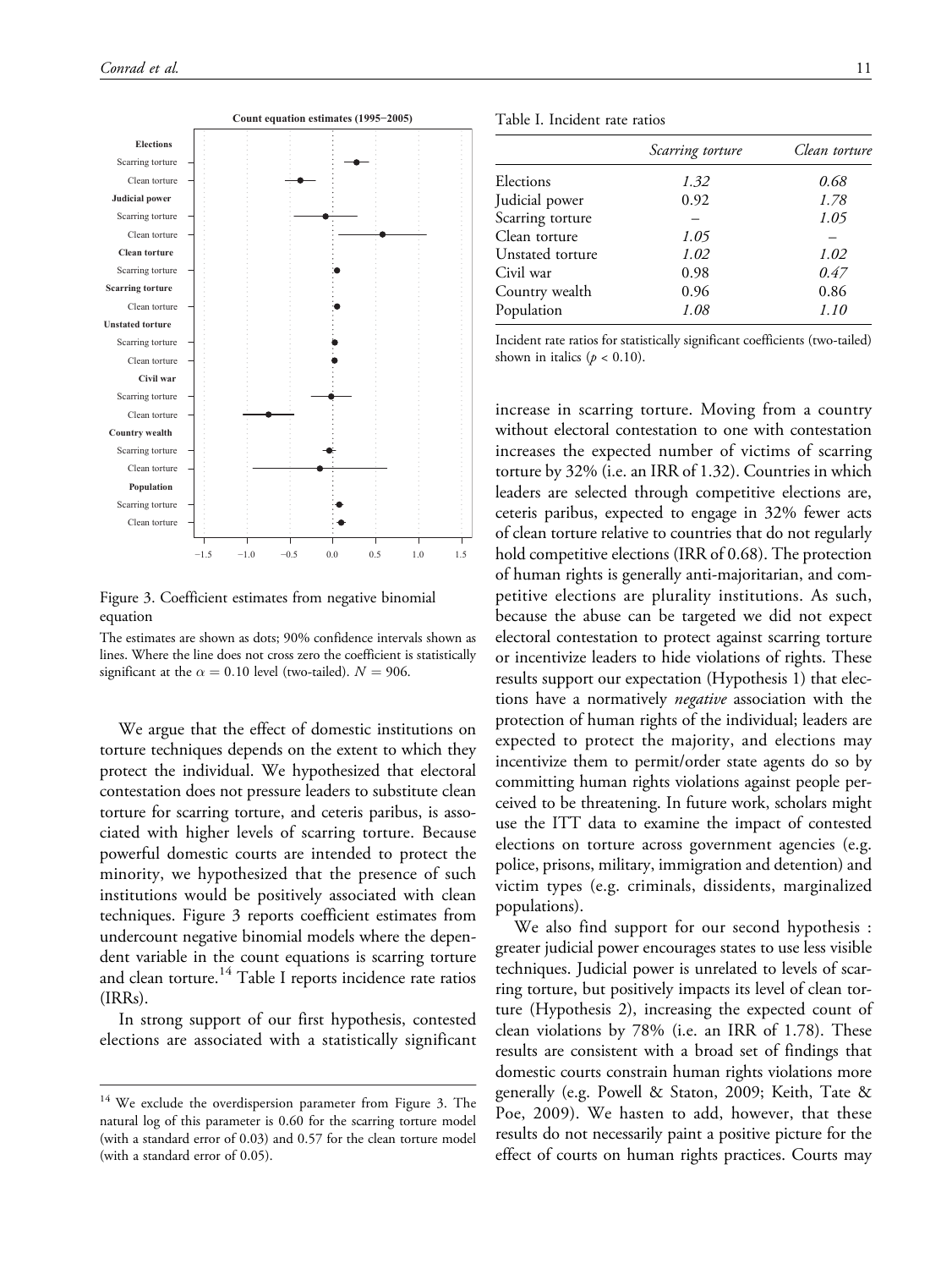**Count equation estimates (1995–2005)**

Figure 3. Coefficient estimates from negative binomial equation

The estimates are shown as dots; 90% confidence intervals shown as lines. Where the line does not cross zero the coefficient is statistically significant at the $\alpha = 0.10$ level (two-tailed). $N = 906$.

We argue that the effect of domestic institutions on torture techniques depends on the extent to which they protect the individual. We hypothesized that electoral contestation does not pressure leaders to substitute clean torture for scarring torture, and ceteris paribus, is associated with higher levels of scarring torture. Because powerful domestic courts are intended to protect the minority, we hypothesized that the presence of such institutions would be positively associated with clean techniques. Figure 3 reports coefficient estimates from undercount negative binomial models where the dependent variable in the count equations is scarring torture and clean torture.[14] Table I reports incidence rate ratios (IRRs).

In strong support of our first hypothesis, contested elections are associated with a statistically significant increase in scarring torture. Moving from a country without electoral contestation to one with contestation increases the expected number of victims of scarring torture by 32% (i.e. an IRR of 1.32). Countries in which leaders are selected through competitive elections are, ceteris paribus, expected to engage in 32% fewer acts of clean torture relative to countries that do not regularly hold competitive elections (IRR of 0.68). The protection of human rights is generally anti-majoritarian, and competitive elections are plurality institutions. As such, because the abuse can be targeted we did not expect electoral contestation to protect against scarring torture or incentivize leaders to hide violations of rights. These results support our expectation (Hypothesis 1) that elections have a normatively *negative* association with the protection of human rights of the individual; leaders are expected to protect the majority, and elections may incentivize them to permit/order state agents do so by committing human rights violations against people perceived to be threatening. In future work, scholars might use the ITT data to examine the impact of contested elections on torture across government agencies (e.g. police, prisons, military, immigration and detention) and victim types (e.g. criminals, dissidents, marginalized populations).

We also find support for our second hypothesis : greater judicial power encourages states to use less visible techniques. Judicial power is unrelated to levels of scarring torture, but positively impacts its level of clean torture (Hypothesis 2), increasing the expected count of clean violations by 78% (i.e. an IRR of 1.78). These results are consistent with a broad set of findings that domestic courts constrain human rights violations more generally (e.g. Powell & Staton, 2009; Keith, Tate & Poe, 2009). We hasten to add, however, that these results do not necessarily paint a positive picture for the effect of courts on human rights practices. Courts may

Table I. Incident rate ratios

| | *Scarring torture* | *Clean torture* |
|---|---|---|
| Elections | *1.32* | *0.68* |
| Judicial power | 0.92 | *1.78* |
| Scarring torture | – | *1.05* |
| Clean torture | *1.05* | – |
| Unstated torture | *1.02* | *1.02* |
| Civil war | 0.98 | *0.47* |
| Country wealth | 0.96 | 0.86 |
| Population | *1.08* | *1.10* |

Incident rate ratios for statistically significant coefficients (two-tailed) shown in italics ($p < 0.10$).

[14] We exclude the overdispersion parameter from Figure 3. The natural log of this parameter is 0.60 for the scarring torture model (with a standard error of 0.03) and 0.57 for the clean torture model (with a standard error of 0.05).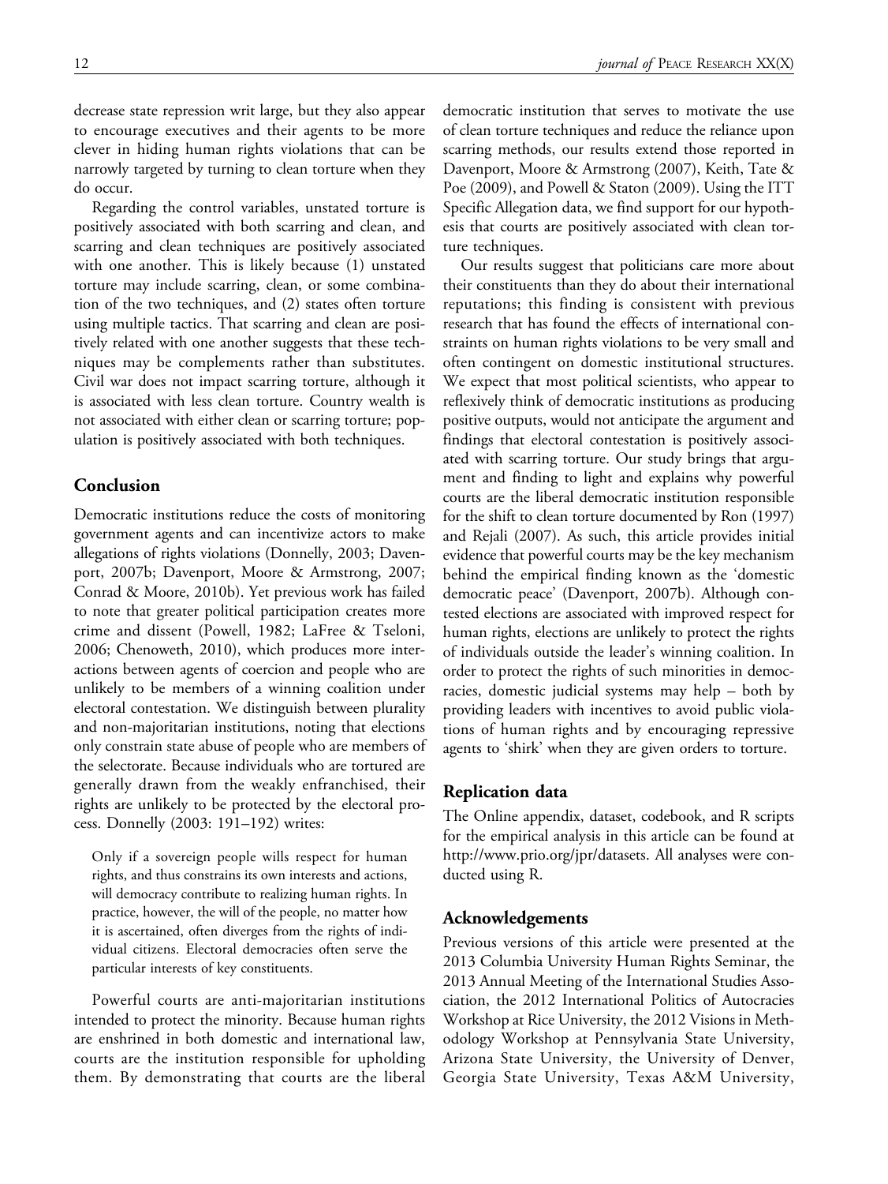decrease state repression writ large, but they also appear to encourage executives and their agents to be more clever in hiding human rights violations that can be narrowly targeted by turning to clean torture when they do occur.

Regarding the control variables, unstated torture is positively associated with both scarring and clean, and scarring and clean techniques are positively associated with one another. This is likely because (1) unstated torture may include scarring, clean, or some combination of the two techniques, and (2) states often torture using multiple tactics. That scarring and clean are positively related with one another suggests that these techniques may be complements rather than substitutes. Civil war does not impact scarring torture, although it is associated with less clean torture. Country wealth is not associated with either clean or scarring torture; population is positively associated with both techniques.

## Conclusion

Democratic institutions reduce the costs of monitoring government agents and can incentivize actors to make allegations of rights violations (Donnelly, 2003; Davenport, 2007b; Davenport, Moore & Armstrong, 2007; Conrad & Moore, 2010b). Yet previous work has failed to note that greater political participation creates more crime and dissent (Powell, 1982; LaFree & Tseloni, 2006; Chenoweth, 2010), which produces more interactions between agents of coercion and people who are unlikely to be members of a winning coalition under electoral contestation. We distinguish between plurality and non-majoritarian institutions, noting that elections only constrain state abuse of people who are members of the selectorate. Because individuals who are tortured are generally drawn from the weakly enfranchised, their rights are unlikely to be protected by the electoral process. Donnelly (2003: 191–192) writes:

> Only if a sovereign people wills respect for human rights, and thus constrains its own interests and actions, will democracy contribute to realizing human rights. In practice, however, the will of the people, no matter how it is ascertained, often diverges from the rights of individual citizens. Electoral democracies often serve the particular interests of key constituents.

Powerful courts are anti-majoritarian institutions intended to protect the minority. Because human rights are enshrined in both domestic and international law, courts are the institution responsible for upholding them. By demonstrating that courts are the liberal democratic institution that serves to motivate the use of clean torture techniques and reduce the reliance upon scarring methods, our results extend those reported in Davenport, Moore & Armstrong (2007), Keith, Tate & Poe (2009), and Powell & Staton (2009). Using the ITT Specific Allegation data, we find support for our hypothesis that courts are positively associated with clean torture techniques.

Our results suggest that politicians care more about their constituents than they do about their international reputations; this finding is consistent with previous research that has found the effects of international constraints on human rights violations to be very small and often contingent on domestic institutional structures. We expect that most political scientists, who appear to reflexively think of democratic institutions as producing positive outputs, would not anticipate the argument and findings that electoral contestation is positively associated with scarring torture. Our study brings that argument and finding to light and explains why powerful courts are the liberal democratic institution responsible for the shift to clean torture documented by Ron (1997) and Rejali (2007). As such, this article provides initial evidence that powerful courts may be the key mechanism behind the empirical finding known as the 'domestic democratic peace' (Davenport, 2007b). Although contested elections are associated with improved respect for human rights, elections are unlikely to protect the rights of individuals outside the leader's winning coalition. In order to protect the rights of such minorities in democracies, domestic judicial systems may help – both by providing leaders with incentives to avoid public violations of human rights and by encouraging repressive agents to 'shirk' when they are given orders to torture.

## Replication data

The Online appendix, dataset, codebook, and R scripts for the empirical analysis in this article can be found at http://www.prio.org/jpr/datasets. All analyses were conducted using R.

## Acknowledgements

Previous versions of this article were presented at the 2013 Columbia University Human Rights Seminar, the 2013 Annual Meeting of the International Studies Association, the 2012 International Politics of Autocracies Workshop at Rice University, the 2012 Visions in Methodology Workshop at Pennsylvania State University, Arizona State University, the University of Denver, Georgia State University, Texas A&M University,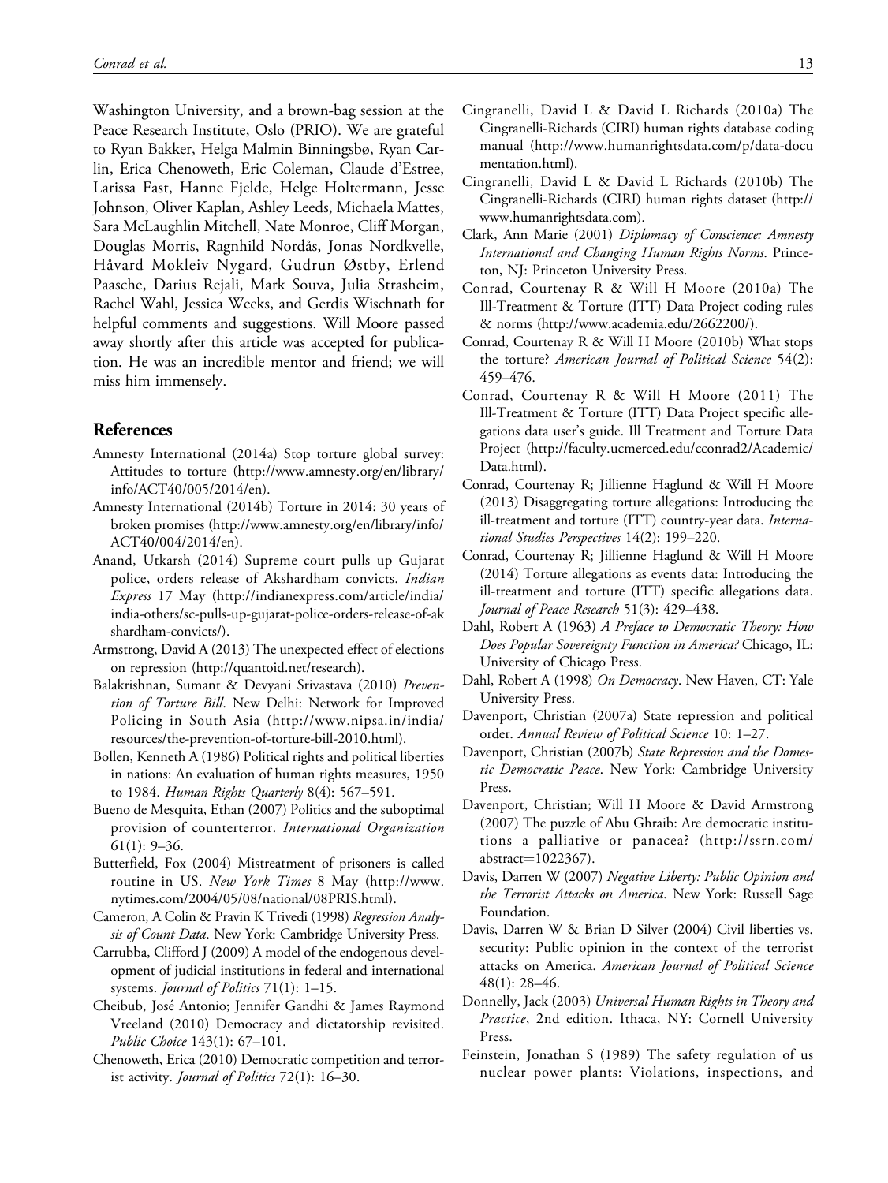Washington University, and a brown-bag session at the Peace Research Institute, Oslo (PRIO). We are grateful to Ryan Bakker, Helga Malmin Binningsbø, Ryan Carlin, Erica Chenoweth, Eric Coleman, Claude d'Estree, Larissa Fast, Hanne Fjelde, Helge Holtermann, Jesse Johnson, Oliver Kaplan, Ashley Leeds, Michaela Mattes, Sara McLaughlin Mitchell, Nate Monroe, Cliff Morgan, Douglas Morris, Ragnhild Nordås, Jonas Nordkvelle, Håvard Mokleiv Nygard, Gudrun Østby, Erlend Paasche, Darius Rejali, Mark Souva, Julia Strasheim, Rachel Wahl, Jessica Weeks, and Gerdis Wischnath for helpful comments and suggestions. Will Moore passed away shortly after this article was accepted for publication. He was an incredible mentor and friend; we will miss him immensely.

## References

Amnesty International (2014a) Stop torture global survey: Attitudes to torture (http://www.amnesty.org/en/library/info/ACT40/005/2014/en).

Amnesty International (2014b) Torture in 2014: 30 years of broken promises (http://www.amnesty.org/en/library/info/ACT40/004/2014/en).

Anand, Utkarsh (2014) Supreme court pulls up Gujarat police, orders release of Akshardham convicts. *Indian Express* 17 May (http://indianexpress.com/article/india/india-others/sc-pulls-up-gujarat-police-orders-release-of-akshardham-convicts/).

Armstrong, David A (2013) The unexpected effect of elections on repression (http://quantoid.net/research).

Balakrishnan, Sumant & Devyani Srivastava (2010) *Prevention of Torture Bill*. New Delhi: Network for Improved Policing in South Asia (http://www.nipsa.in/india/resources/the-prevention-of-torture-bill-2010.html).

Bollen, Kenneth A (1986) Political rights and political liberties in nations: An evaluation of human rights measures, 1950 to 1984. *Human Rights Quarterly* 8(4): 567–591.

Bueno de Mesquita, Ethan (2007) Politics and the suboptimal provision of counterterror. *International Organization* 61(1): 9–36.

Butterfield, Fox (2004) Mistreatment of prisoners is called routine in US. *New York Times* 8 May (http://www.nytimes.com/2004/05/08/national/08PRIS.html).

Cameron, A Colin & Pravin K Trivedi (1998) *Regression Analysis of Count Data*. New York: Cambridge University Press.

Carrubba, Clifford J (2009) A model of the endogenous development of judicial institutions in federal and international systems. *Journal of Politics* 71(1): 1–15.

Cheibub, José Antonio; Jennifer Gandhi & James Raymond Vreeland (2010) Democracy and dictatorship revisited. *Public Choice* 143(1): 67–101.

Chenoweth, Erica (2010) Democratic competition and terrorist activity. *Journal of Politics* 72(1): 16–30.

Cingranelli, David L & David L Richards (2010a) The Cingranelli-Richards (CIRI) human rights database coding manual (http://www.humanrightsdata.com/p/data-documentation.html).

Cingranelli, David L & David L Richards (2010b) The Cingranelli-Richards (CIRI) human rights dataset (http://www.humanrightsdata.com).

Clark, Ann Marie (2001) *Diplomacy of Conscience: Amnesty International and Changing Human Rights Norms*. Princeton, NJ: Princeton University Press.

Conrad, Courtenay R & Will H Moore (2010a) The Ill-Treatment & Torture (ITT) Data Project coding rules & norms (http://www.academia.edu/2662200/).

Conrad, Courtenay R & Will H Moore (2010b) What stops the torture? *American Journal of Political Science* 54(2): 459–476.

Conrad, Courtenay R & Will H Moore (2011) The Ill-Treatment & Torture (ITT) Data Project specific allegations data user's guide. Ill Treatment and Torture Data Project (http://faculty.ucmerced.edu/cconrad2/Academic/Data.html).

Conrad, Courtenay R; Jillienne Haglund & Will H Moore (2013) Disaggregating torture allegations: Introducing the ill-treatment and torture (ITT) country-year data. *International Studies Perspectives* 14(2): 199–220.

Conrad, Courtenay R; Jillienne Haglund & Will H Moore (2014) Torture allegations as events data: Introducing the ill-treatment and torture (ITT) specific allegations data. *Journal of Peace Research* 51(3): 429–438.

Dahl, Robert A (1963) *A Preface to Democratic Theory: How Does Popular Sovereignty Function in America?* Chicago, IL: University of Chicago Press.

Dahl, Robert A (1998) *On Democracy*. New Haven, CT: Yale University Press.

Davenport, Christian (2007a) State repression and political order. *Annual Review of Political Science* 10: 1–27.

Davenport, Christian (2007b) *State Repression and the Domestic Democratic Peace*. New York: Cambridge University Press.

Davenport, Christian; Will H Moore & David Armstrong (2007) The puzzle of Abu Ghraib: Are democratic institutions a palliative or panacea? (http://ssrn.com/abstract=1022367).

Davis, Darren W (2007) *Negative Liberty: Public Opinion and the Terrorist Attacks on America*. New York: Russell Sage Foundation.

Davis, Darren W & Brian D Silver (2004) Civil liberties vs. security: Public opinion in the context of the terrorist attacks on America. *American Journal of Political Science* 48(1): 28–46.

Donnelly, Jack (2003) *Universal Human Rights in Theory and Practice*, 2nd edition. Ithaca, NY: Cornell University Press.

Feinstein, Jonathan S (1989) The safety regulation of us nuclear power plants: Violations, inspections, and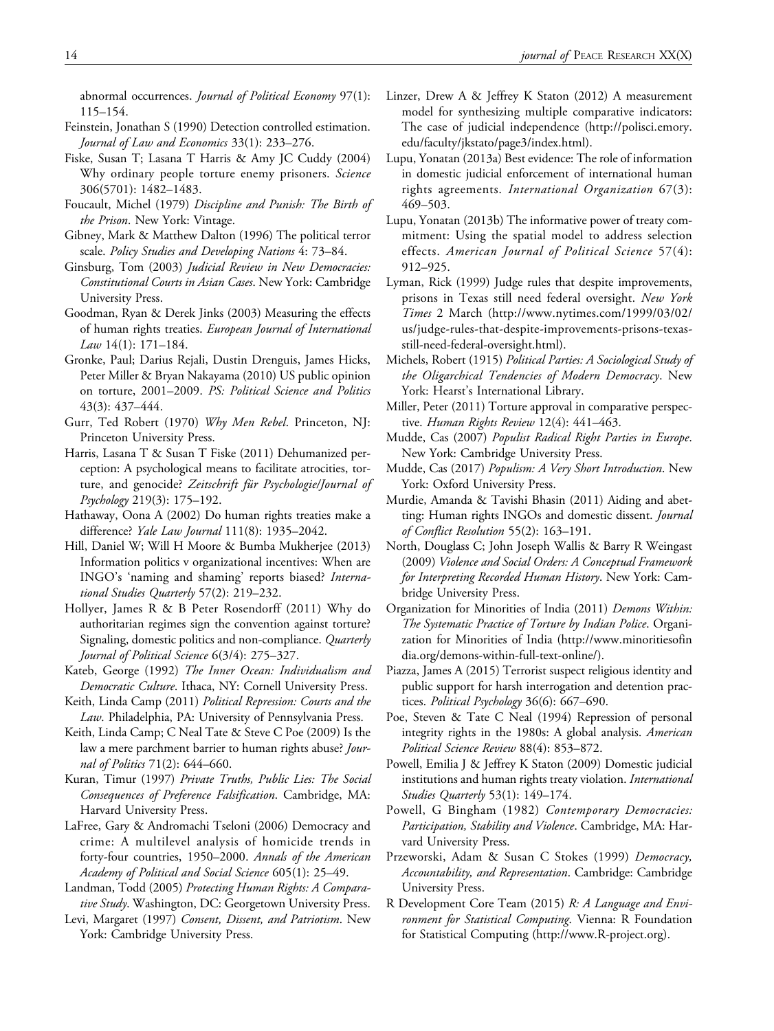abnormal occurrences. *Journal of Political Economy* 97(1): 115–154.

Feinstein, Jonathan S (1990) Detection controlled estimation. *Journal of Law and Economics* 33(1): 233–276.

Fiske, Susan T; Lasana T Harris & Amy JC Cuddy (2004) Why ordinary people torture enemy prisoners. *Science* 306(5701): 1482–1483.

Foucault, Michel (1979) *Discipline and Punish: The Birth of the Prison*. New York: Vintage.

Gibney, Mark & Matthew Dalton (1996) The political terror scale. *Policy Studies and Developing Nations* 4: 73–84.

Ginsburg, Tom (2003) *Judicial Review in New Democracies: Constitutional Courts in Asian Cases*. New York: Cambridge University Press.

Goodman, Ryan & Derek Jinks (2003) Measuring the effects of human rights treaties. *European Journal of International Law* 14(1): 171–184.

Gronke, Paul; Darius Rejali, Dustin Drenguis, James Hicks, Peter Miller & Bryan Nakayama (2010) US public opinion on torture, 2001–2009. *PS: Political Science and Politics* 43(3): 437–444.

Gurr, Ted Robert (1970) *Why Men Rebel*. Princeton, NJ: Princeton University Press.

Harris, Lasana T & Susan T Fiske (2011) Dehumanized perception: A psychological means to facilitate atrocities, torture, and genocide? *Zeitschrift für Psychologie/Journal of Psychology* 219(3): 175–192.

Hathaway, Oona A (2002) Do human rights treaties make a difference? *Yale Law Journal* 111(8): 1935–2042.

Hill, Daniel W; Will H Moore & Bumba Mukherjee (2013) Information politics v organizational incentives: When are INGO's 'naming and shaming' reports biased? *International Studies Quarterly* 57(2): 219–232.

Hollyer, James R & B Peter Rosendorff (2011) Why do authoritarian regimes sign the convention against torture? Signaling, domestic politics and non-compliance. *Quarterly Journal of Political Science* 6(3/4): 275–327.

Kateb, George (1992) *The Inner Ocean: Individualism and Democratic Culture*. Ithaca, NY: Cornell University Press.

Keith, Linda Camp (2011) *Political Repression: Courts and the Law*. Philadelphia, PA: University of Pennsylvania Press.

Keith, Linda Camp; C Neal Tate & Steve C Poe (2009) Is the law a mere parchment barrier to human rights abuse? *Journal of Politics* 71(2): 644–660.

Kuran, Timur (1997) *Private Truths, Public Lies: The Social Consequences of Preference Falsification*. Cambridge, MA: Harvard University Press.

LaFree, Gary & Andromachi Tseloni (2006) Democracy and crime: A multilevel analysis of homicide trends in forty-four countries, 1950–2000. *Annals of the American Academy of Political and Social Science* 605(1): 25–49.

Landman, Todd (2005) *Protecting Human Rights: A Comparative Study*. Washington, DC: Georgetown University Press.

Levi, Margaret (1997) *Consent, Dissent, and Patriotism*. New York: Cambridge University Press.

Linzer, Drew A & Jeffrey K Staton (2012) A measurement model for synthesizing multiple comparative indicators: The case of judicial independence (http://polisci.emory.edu/faculty/jkstato/page3/index.html).

Lupu, Yonatan (2013a) Best evidence: The role of information in domestic judicial enforcement of international human rights agreements. *International Organization* 67(3): 469–503.

Lupu, Yonatan (2013b) The informative power of treaty commitment: Using the spatial model to address selection effects. *American Journal of Political Science* 57(4): 912–925.

Lyman, Rick (1999) Judge rules that despite improvements, prisons in Texas still need federal oversight. *New York Times* 2 March (http://www.nytimes.com/1999/03/02/us/judge-rules-that-despite-improvements-prisons-texas-still-need-federal-oversight.html).

Michels, Robert (1915) *Political Parties: A Sociological Study of the Oligarchical Tendencies of Modern Democracy*. New York: Hearst's International Library.

Miller, Peter (2011) Torture approval in comparative perspective. *Human Rights Review* 12(4): 441–463.

Mudde, Cas (2007) *Populist Radical Right Parties in Europe*. New York: Cambridge University Press.

Mudde, Cas (2017) *Populism: A Very Short Introduction*. New York: Oxford University Press.

Murdie, Amanda & Tavishi Bhasin (2011) Aiding and abetting: Human rights INGOs and domestic dissent. *Journal of Conflict Resolution* 55(2): 163–191.

North, Douglass C; John Joseph Wallis & Barry R Weingast (2009) *Violence and Social Orders: A Conceptual Framework for Interpreting Recorded Human History*. New York: Cambridge University Press.

Organization for Minorities of India (2011) *Demons Within: The Systematic Practice of Torture by Indian Police*. Organization for Minorities of India (http://www.minoritiesofindia.org/demons-within-full-text-online/).

Piazza, James A (2015) Terrorist suspect religious identity and public support for harsh interrogation and detention practices. *Political Psychology* 36(6): 667–690.

Poe, Steven & Tate C Neal (1994) Repression of personal integrity rights in the 1980s: A global analysis. *American Political Science Review* 88(4): 853–872.

Powell, Emilia J & Jeffrey K Staton (2009) Domestic judicial institutions and human rights treaty violation. *International Studies Quarterly* 53(1): 149–174.

Powell, G Bingham (1982) *Contemporary Democracies: Participation, Stability and Violence*. Cambridge, MA: Harvard University Press.

Przeworski, Adam & Susan C Stokes (1999) *Democracy, Accountability, and Representation*. Cambridge: Cambridge University Press.

R Development Core Team (2015) *R: A Language and Environment for Statistical Computing*. Vienna: R Foundation for Statistical Computing (http://www.R-project.org).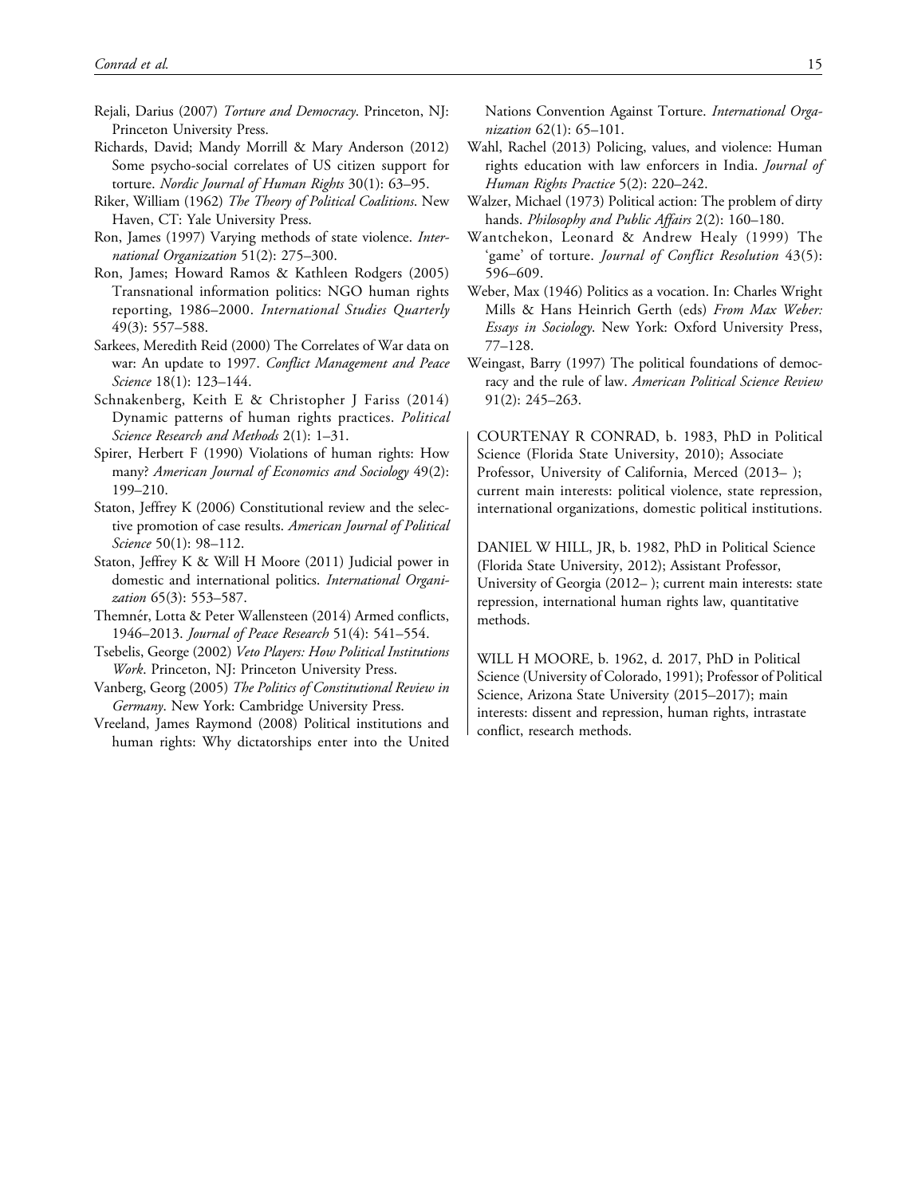Rejali, Darius (2007) *Torture and Democracy*. Princeton, NJ: Princeton University Press.

Richards, David; Mandy Morrill & Mary Anderson (2012) Some psycho-social correlates of US citizen support for torture. *Nordic Journal of Human Rights* 30(1): 63–95.

Riker, William (1962) *The Theory of Political Coalitions*. New Haven, CT: Yale University Press.

Ron, James (1997) Varying methods of state violence. *International Organization* 51(2): 275–300.

Ron, James; Howard Ramos & Kathleen Rodgers (2005) Transnational information politics: NGO human rights reporting, 1986–2000. *International Studies Quarterly* 49(3): 557–588.

Sarkees, Meredith Reid (2000) The Correlates of War data on war: An update to 1997. *Conflict Management and Peace Science* 18(1): 123–144.

Schnakenberg, Keith E & Christopher J Fariss (2014) Dynamic patterns of human rights practices. *Political Science Research and Methods* 2(1): 1–31.

Spirer, Herbert F (1990) Violations of human rights: How many? *American Journal of Economics and Sociology* 49(2): 199–210.

Staton, Jeffrey K (2006) Constitutional review and the selective promotion of case results. *American Journal of Political Science* 50(1): 98–112.

Staton, Jeffrey K & Will H Moore (2011) Judicial power in domestic and international politics. *International Organization* 65(3): 553–587.

Themnér, Lotta & Peter Wallensteen (2014) Armed conflicts, 1946–2013. *Journal of Peace Research* 51(4): 541–554.

Tsebelis, George (2002) *Veto Players: How Political Institutions Work*. Princeton, NJ: Princeton University Press.

Vanberg, Georg (2005) *The Politics of Constitutional Review in Germany*. New York: Cambridge University Press.

Vreeland, James Raymond (2008) Political institutions and human rights: Why dictatorships enter into the United Nations Convention Against Torture. *International Organization* 62(1): 65–101.

Wahl, Rachel (2013) Policing, values, and violence: Human rights education with law enforcers in India. *Journal of Human Rights Practice* 5(2): 220–242.

Walzer, Michael (1973) Political action: The problem of dirty hands. *Philosophy and Public Affairs* 2(2): 160–180.

Wantchekon, Leonard & Andrew Healy (1999) The 'game' of torture. *Journal of Conflict Resolution* 43(5): 596–609.

Weber, Max (1946) Politics as a vocation. In: Charles Wright Mills & Hans Heinrich Gerth (eds) *From Max Weber: Essays in Sociology*. New York: Oxford University Press, 77–128.

Weingast, Barry (1997) The political foundations of democracy and the rule of law. *American Political Science Review* 91(2): 245–263.

COURTENAY R CONRAD, b. 1983, PhD in Political Science (Florida State University, 2010); Associate Professor, University of California, Merced (2013– ); current main interests: political violence, state repression, international organizations, domestic political institutions.

DANIEL W HILL, JR, b. 1982, PhD in Political Science (Florida State University, 2012); Assistant Professor, University of Georgia (2012– ); current main interests: state repression, international human rights law, quantitative methods.

WILL H MOORE, b. 1962, d. 2017, PhD in Political Science (University of Colorado, 1991); Professor of Political Science, Arizona State University (2015–2017); main interests: dissent and repression, human rights, intrastate conflict, research methods.